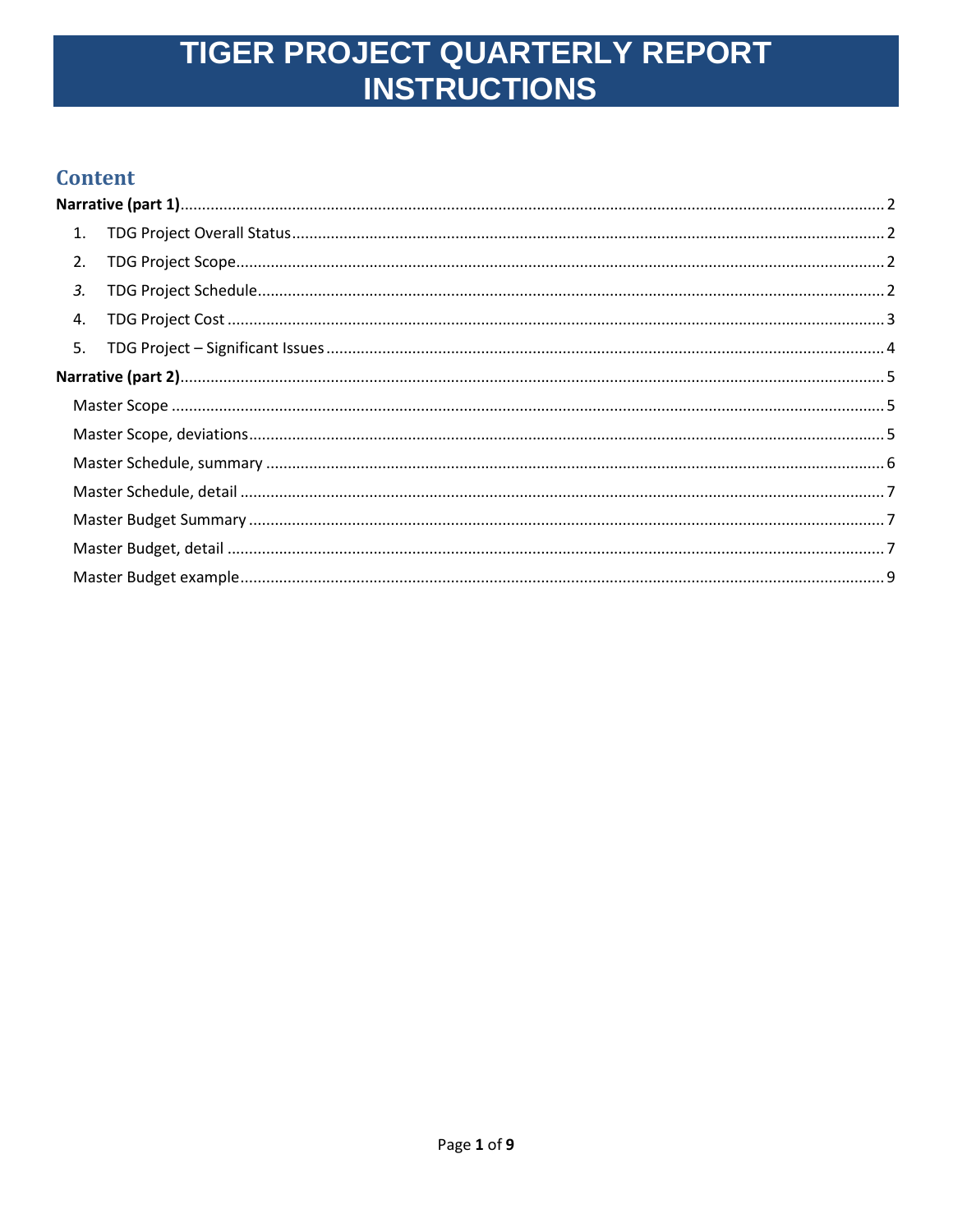# TIGER PROJECT QUARTERLY REPORT INSTRUCTIONS

## Content

**Narrative (part 1)** ..... 2

1. TDG Project Overall Status ..... 2
2. TDG Project Scope ..... 2
3. TDG Project Schedule ..... 2
4. TDG Project Cost ..... 3
5. TDG Project – Significant Issues ..... 4

**Narrative (part 2)** ..... 5

- Master Scope ..... 5
- Master Scope, deviations ..... 5
- Master Schedule, summary ..... 6
- Master Schedule, detail ..... 7
- Master Budget Summary ..... 7
- Master Budget, detail ..... 7
- Master Budget example ..... 9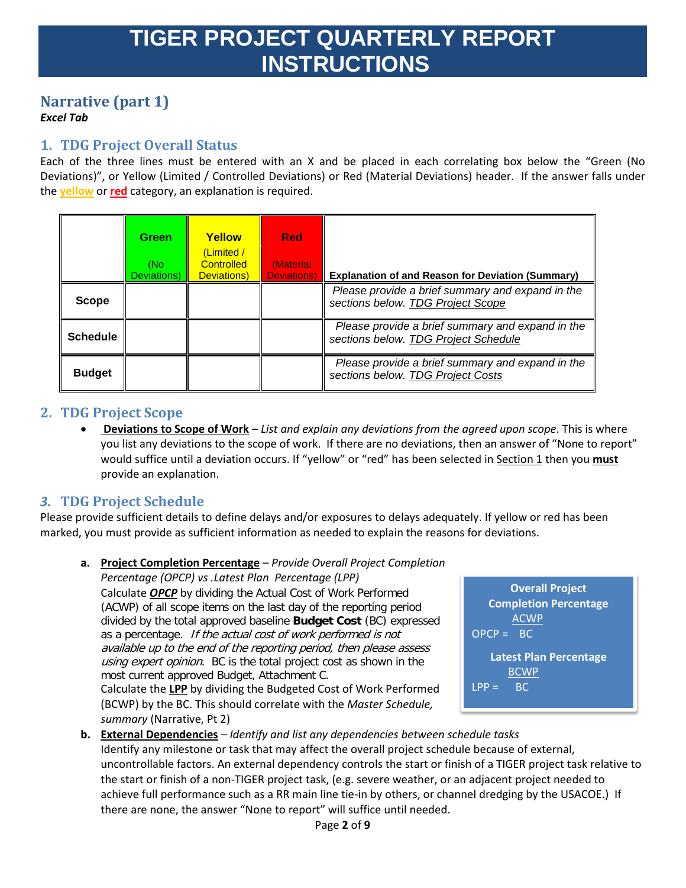# TIGER PROJECT QUARTERLY REPORT INSTRUCTIONS

## Narrative (part 1)

***Excel Tab***

### 1. TDG Project Overall Status

Each of the three lines must be entered with an X and be placed in each correlating box below the "Green (No Deviations)", or Yellow (Limited / Controlled Deviations) or Red (Material Deviations) header. If the answer falls under the **yellow** or **red** category, an explanation is required.

| | Green (No Deviations) | Yellow (Limited / Controlled Deviations) | Red (Material Deviations) | Explanation of and Reason for Deviation (Summary) |
|---|---|---|---|---|
| **Scope** | | | | *Please provide a brief summary and expand in the sections below. TDG Project Scope* |
| **Schedule** | | | | *Please provide a brief summary and expand in the sections below. TDG Project Schedule* |
| **Budget** | | | | *Please provide a brief summary and expand in the sections below. TDG Project Costs* |

### 2. TDG Project Scope

- **Deviations to Scope of Work** – *List and explain any deviations from the agreed upon scope*. This is where you list any deviations to the scope of work. If there are no deviations, then an answer of "None to report" would suffice until a deviation occurs. If "yellow" or "red" has been selected in Section 1 then you **must** provide an explanation.

### *3.* TDG Project Schedule

Please provide sufficient details to define delays and/or exposures to delays adequately. If yellow or red has been marked, you must provide as sufficient information as needed to explain the reasons for deviations.

**a. Project Completion Percentage** – *Provide Overall Project Completion Percentage (OPCP) vs .Latest Plan Percentage (LPP)*
Calculate ***OPCP*** by dividing the Actual Cost of Work Performed (ACWP) of all scope items on the last day of the reporting period divided by the total approved baseline **Budget Cost** (BC) expressed as a percentage. *If the actual cost of work performed is not available up to the end of the reporting period, then please assess using expert opinion.* BC is the total project cost as shown in the most current approved Budget, Attachment C.
Calculate the **LPP** by dividing the Budgeted Cost of Work Performed (BCWP) by the BC. This should correlate with the *Master Schedule, summary* (Narrative, Pt 2)

> **Overall Project Completion Percentage**
>
> $$OPCP = \frac{ACWP}{BC}$$
>
> **Latest Plan Percentage**
>
> $$LPP = \frac{BCWP}{BC}$$

**b. External Dependencies** – *Identify and list any dependencies between schedule tasks*
Identify any milestone or task that may affect the overall project schedule because of external, uncontrollable factors. An external dependency controls the start or finish of a TIGER project task relative to the start or finish of a non-TIGER project task, (e.g. severe weather, or an adjacent project needed to achieve full performance such as a RR main line tie-in by others, or channel dredging by the USACOE.) If there are none, the answer "None to report" will suffice until needed.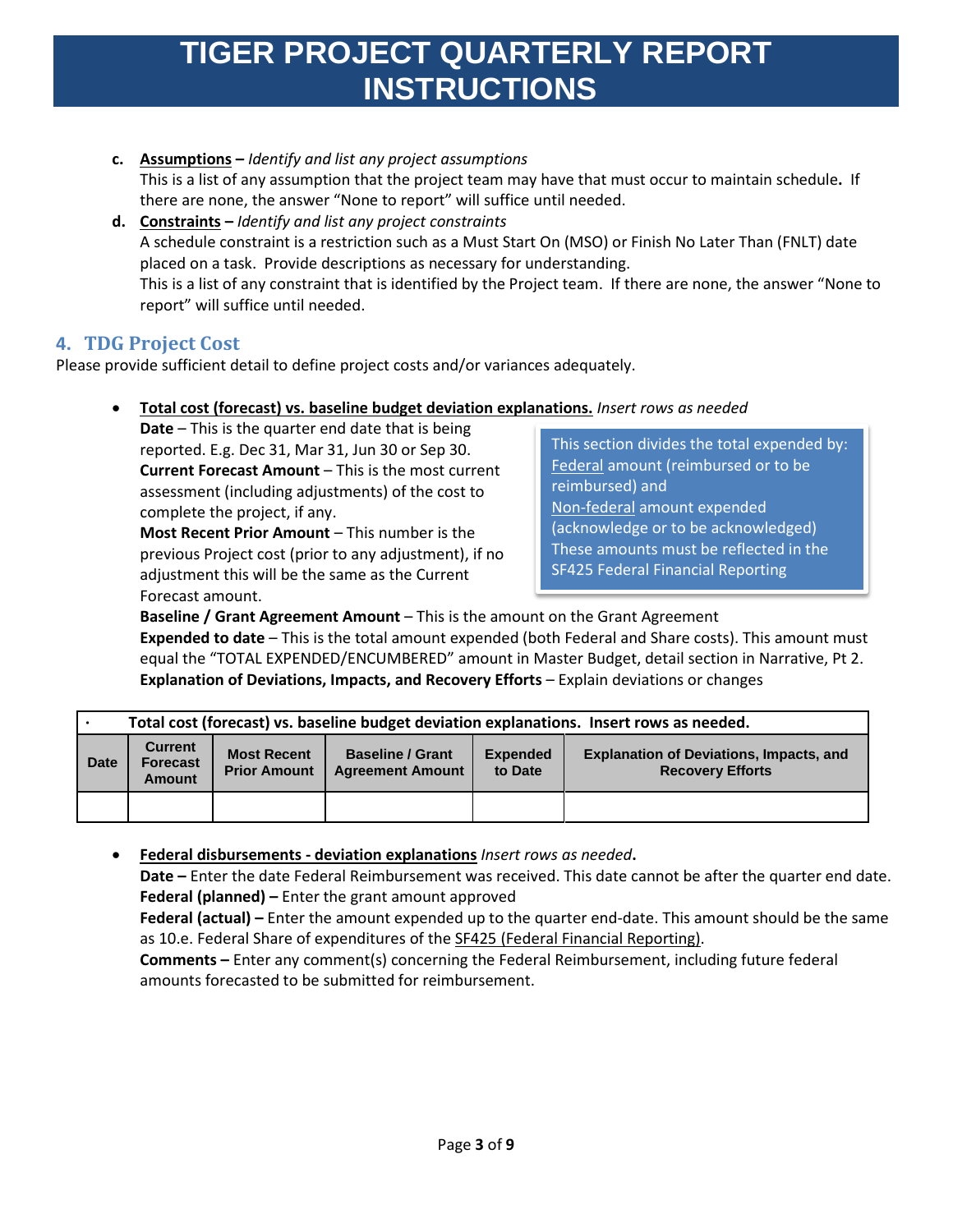c. **Assumptions** – *Identify and list any project assumptions*
This is a list of any assumption that the project team may have that must occur to maintain schedule**.** If there are none, the answer "None to report" will suffice until needed.

d. **Constraints** – *Identify and list any project constraints*
A schedule constraint is a restriction such as a Must Start On (MSO) or Finish No Later Than (FNLT) date placed on a task. Provide descriptions as necessary for understanding.
This is a list of any constraint that is identified by the Project team. If there are none, the answer "None to report" will suffice until needed.

## 4. TDG Project Cost

Please provide sufficient detail to define project costs and/or variances adequately.

- **Total cost (forecast) vs. baseline budget deviation explanations.** *Insert rows as needed*
  **Date** – This is the quarter end date that is being reported. E.g. Dec 31, Mar 31, Jun 30 or Sep 30.
  **Current Forecast Amount** – This is the most current assessment (including adjustments) of the cost to complete the project, if any.
  **Most Recent Prior Amount** – This number is the previous Project cost (prior to any adjustment), if no adjustment this will be the same as the Current Forecast amount.
  **Baseline / Grant Agreement Amount** – This is the amount on the Grant Agreement
  **Expended to date** – This is the total amount expended (both Federal and Share costs). This amount must equal the "TOTAL EXPENDED/ENCUMBERED" amount in Master Budget, detail section in Narrative, Pt 2.
  **Explanation of Deviations, Impacts, and Recovery Efforts** – Explain deviations or changes

> This section divides the total expended by:
> Federal amount (reimbursed or to be reimbursed) and
> Non-federal amount expended (acknowledge or to be acknowledged)
> These amounts must be reflected in the SF425 Federal Financial Reporting

**· Total cost (forecast) vs. baseline budget deviation explanations. Insert rows as needed.**

| Date | Current Forecast Amount | Most Recent Prior Amount | Baseline / Grant Agreement Amount | Expended to Date | Explanation of Deviations, Impacts, and Recovery Efforts |
|---|---|---|---|---|---|
| | | | | | |

- **Federal disbursements - deviation explanations** *Insert rows as needed***.**
  **Date –** Enter the date Federal Reimbursement was received. This date cannot be after the quarter end date.
  **Federal (planned) –** Enter the grant amount approved
  **Federal (actual) –** Enter the amount expended up to the quarter end-date. This amount should be the same as 10.e. Federal Share of expenditures of the SF425 (Federal Financial Reporting).
  **Comments –** Enter any comment(s) concerning the Federal Reimbursement, including future federal amounts forecasted to be submitted for reimbursement.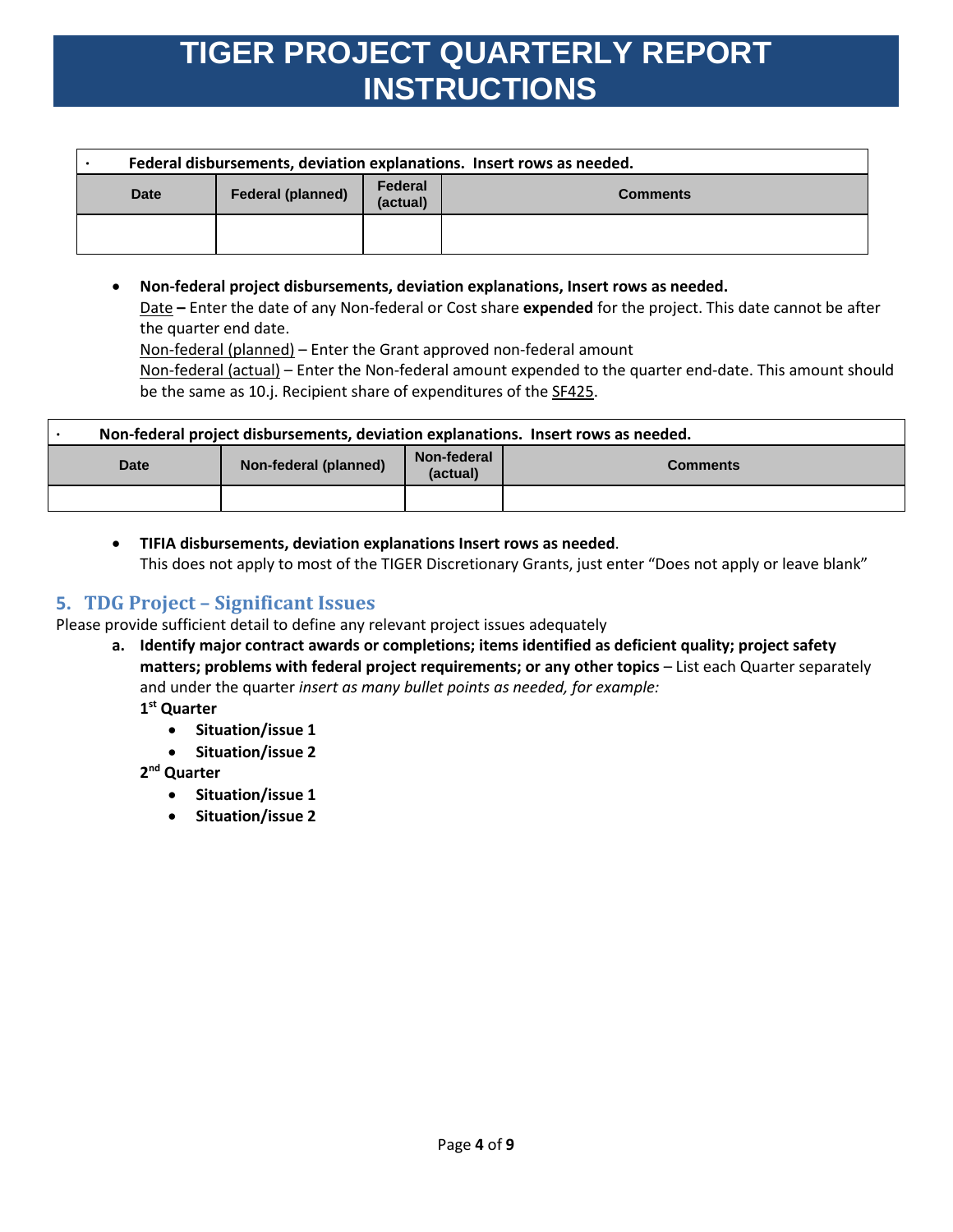# TIGER PROJECT QUARTERLY REPORT INSTRUCTIONS

| • Federal disbursements, deviation explanations. Insert rows as needed. | | | |
|---|---|---|---|
| **Date** | **Federal (planned)** | **Federal (actual)** | **Comments** |
| | | | |

- **Non-federal project disbursements, deviation explanations, Insert rows as needed.**
  Date **–** Enter the date of any Non-federal or Cost share **expended** for the project. This date cannot be after the quarter end date.
  Non-federal (planned) – Enter the Grant approved non-federal amount
  Non-federal (actual) – Enter the Non-federal amount expended to the quarter end-date. This amount should be the same as 10.j. Recipient share of expenditures of the SF425.

| • Non-federal project disbursements, deviation explanations. Insert rows as needed. | | | |
|---|---|---|---|
| **Date** | **Non-federal (planned)** | **Non-federal (actual)** | **Comments** |
| | | | |

- **TIFIA disbursements, deviation explanations Insert rows as needed**.
  This does not apply to most of the TIGER Discretionary Grants, just enter "Does not apply or leave blank"

## 5. TDG Project – Significant Issues

Please provide sufficient detail to define any relevant project issues adequately

a. **Identify major contract awards or completions; items identified as deficient quality; project safety matters; problems with federal project requirements; or any other topics** – List each Quarter separately and under the quarter *insert as many bullet points as needed, for example:*

   **1st Quarter**
   - **Situation/issue 1**
   - **Situation/issue 2**

   **2nd Quarter**
   - **Situation/issue 1**
   - **Situation/issue 2**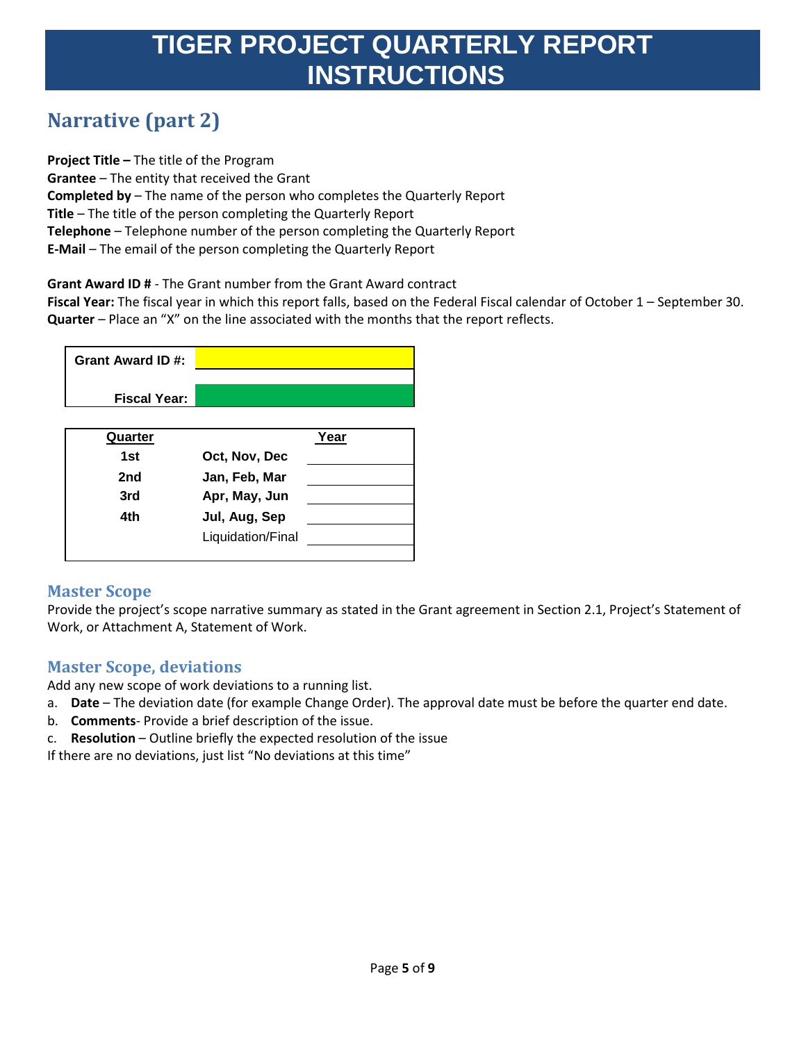# TIGER PROJECT QUARTERLY REPORT INSTRUCTIONS

## Narrative (part 2)

**Project Title –** The title of the Program
**Grantee** – The entity that received the Grant
**Completed by** – The name of the person who completes the Quarterly Report
**Title** – The title of the person completing the Quarterly Report
**Telephone** – Telephone number of the person completing the Quarterly Report
**E-Mail** – The email of the person completing the Quarterly Report

**Grant Award ID #** - The Grant number from the Grant Award contract
**Fiscal Year:** The fiscal year in which this report falls, based on the Federal Fiscal calendar of October 1 – September 30.
**Quarter** – Place an "X" on the line associated with the months that the report reflects.

| | |
|---|---|
| **Grant Award ID #:** | |
| **Fiscal Year:** | |

| Quarter | | Year |
|---|---|---|
| 1st | Oct, Nov, Dec | |
| 2nd | Jan, Feb, Mar | |
| 3rd | Apr, May, Jun | |
| 4th | Jul, Aug, Sep | |
| | Liquidation/Final | |

### Master Scope

Provide the project's scope narrative summary as stated in the Grant agreement in Section 2.1, Project's Statement of Work, or Attachment A, Statement of Work.

### Master Scope, deviations

Add any new scope of work deviations to a running list.

a. **Date** – The deviation date (for example Change Order). The approval date must be before the quarter end date.
b. **Comments**- Provide a brief description of the issue.
c. **Resolution** – Outline briefly the expected resolution of the issue

If there are no deviations, just list "No deviations at this time"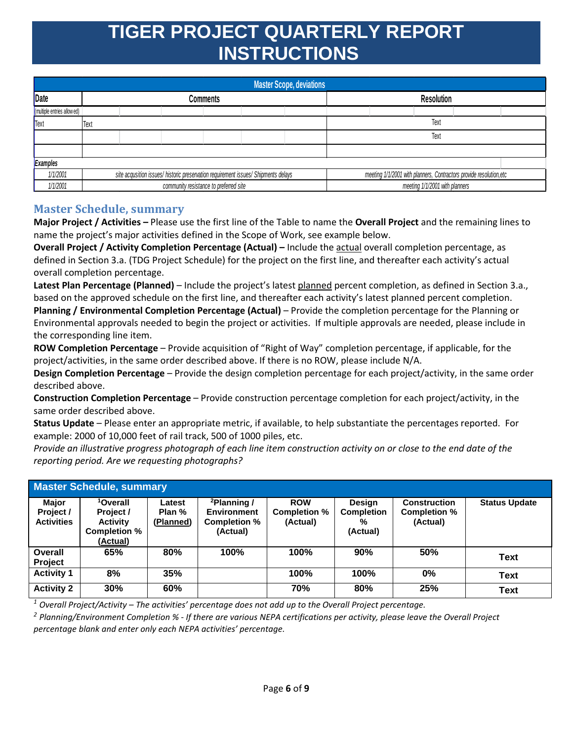# TIGER PROJECT QUARTERLY REPORT INSTRUCTIONS

| Master Scope, deviations | | |
|---|---|---|
| Date | Comments | Resolution |
| (multiple entries allowed) | | |
| Text | Text | Text |
| | | Text |
| | | |
| *Examples* | | |
| *1/1/2001* | *site acqusition issues/ historic preservation requirement issues/ Shipments delays* | *meeting 1/1/2001 with planners, Contractors provide resolution,etc* |
| *1/1/2001* | *community resistance to preferred site* | *meeting 1/1/2001 with planners* |

## Master Schedule, summary

**Major Project / Activities –** Please use the first line of the Table to name the **Overall Project** and the remaining lines to name the project's major activities defined in the Scope of Work, see example below.

**Overall Project / Activity Completion Percentage (Actual) –** Include the actual overall completion percentage, as defined in Section 3.a. (TDG Project Schedule) for the project on the first line, and thereafter each activity's actual overall completion percentage.

**Latest Plan Percentage (Planned)** – Include the project's latest planned percent completion, as defined in Section 3.a., based on the approved schedule on the first line, and thereafter each activity's latest planned percent completion.

**Planning / Environmental Completion Percentage (Actual)** – Provide the completion percentage for the Planning or Environmental approvals needed to begin the project or activities. If multiple approvals are needed, please include in the corresponding line item.

**ROW Completion Percentage** – Provide acquisition of "Right of Way" completion percentage, if applicable, for the project/activities, in the same order described above. If there is no ROW, please include N/A.

**Design Completion Percentage** – Provide the design completion percentage for each project/activity, in the same order described above.

**Construction Completion Percentage** – Provide construction percentage completion for each project/activity, in the same order described above.

**Status Update** – Please enter an appropriate metric, if available, to help substantiate the percentages reported. For example: 2000 of 10,000 feet of rail track, 500 of 1000 piles, etc.

*Provide an illustrative progress photograph of each line item construction activity on or close to the end date of the reporting period. Are we requesting photographs?*

**Master Schedule, summary**

| Major Project / Activities | [1]Overall Project / Activity Completion % (Actual) | Latest Plan % (Planned) | [2]Planning / Environment Completion % (Actual) | ROW Completion % (Actual) | Design Completion % (Actual) | Construction Completion % (Actual) | Status Update |
|---|---|---|---|---|---|---|---|
| Overall Project | 65% | 80% | 100% | 100% | 90% | 50% | Text |
| Activity 1 | 8% | 35% | | 100% | 100% | 0% | Text |
| Activity 2 | 30% | 60% | | 70% | 80% | 25% | Text |

*[1] Overall Project/Activity – The activities' percentage does not add up to the Overall Project percentage.*

*[2] Planning/Environment Completion % - If there are various NEPA certifications per activity, please leave the Overall Project percentage blank and enter only each NEPA activities' percentage.*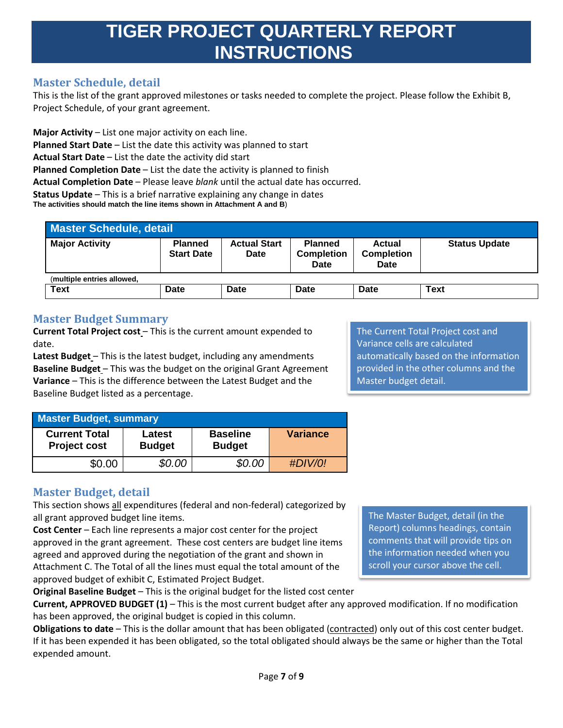# TIGER PROJECT QUARTERLY REPORT INSTRUCTIONS

## Master Schedule, detail

This is the list of the grant approved milestones or tasks needed to complete the project. Please follow the Exhibit B, Project Schedule, of your grant agreement.

**Major Activity** – List one major activity on each line.
**Planned Start Date** – List the date this activity was planned to start
**Actual Start Date** – List the date the activity did start
**Planned Completion Date** – List the date the activity is planned to finish
**Actual Completion Date** – Please leave *blank* until the actual date has occurred.
**Status Update** – This is a brief narrative explaining any change in dates
**The activities should match the line items shown in Attachment A and B**)

| Master Schedule, detail | | | | | |
|---|---|---|---|---|---|
| **Major Activity** | **Planned Start Date** | **Actual Start Date** | **Planned Completion Date** | **Actual Completion Date** | **Status Update** |
| (**multiple entries allowed,** | | | | | |
| **Text** | **Date** | **Date** | **Date** | **Date** | **Text** |

## Master Budget Summary

**Current Total Project cost** – This is the current amount expended to date.
**Latest Budget** – This is the latest budget, including any amendments
**Baseline Budget** – This was the budget on the original Grant Agreement
**Variance** – This is the difference between the Latest Budget and the Baseline Budget listed as a percentage.

The Current Total Project cost and Variance cells are calculated automatically based on the information provided in the other columns and the Master budget detail.

| Master Budget, summary | | | |
|---|---|---|---|
| **Current Total Project cost** | **Latest Budget** | **Baseline Budget** | **Variance** |
| $0.00 | *$0.00* | *$0.00* | *#DIV/0!* |

## Master Budget, detail

This section shows all expenditures (federal and non-federal) categorized by all grant approved budget line items.

**Cost Center** – Each line represents a major cost center for the project approved in the grant agreement. These cost centers are budget line items agreed and approved during the negotiation of the grant and shown in Attachment C. The Total of all the lines must equal the total amount of the approved budget of exhibit C, Estimated Project Budget.

The Master Budget, detail (in the Report) columns headings, contain comments that will provide tips on the information needed when you scroll your cursor above the cell.

**Original Baseline Budget** – This is the original budget for the listed cost center
**Current, APPROVED BUDGET (1)** – This is the most current budget after any approved modification. If no modification has been approved, the original budget is copied in this column.
**Obligations to date** – This is the dollar amount that has been obligated (contracted) only out of this cost center budget. If it has been expended it has been obligated, so the total obligated should always be the same or higher than the Total expended amount.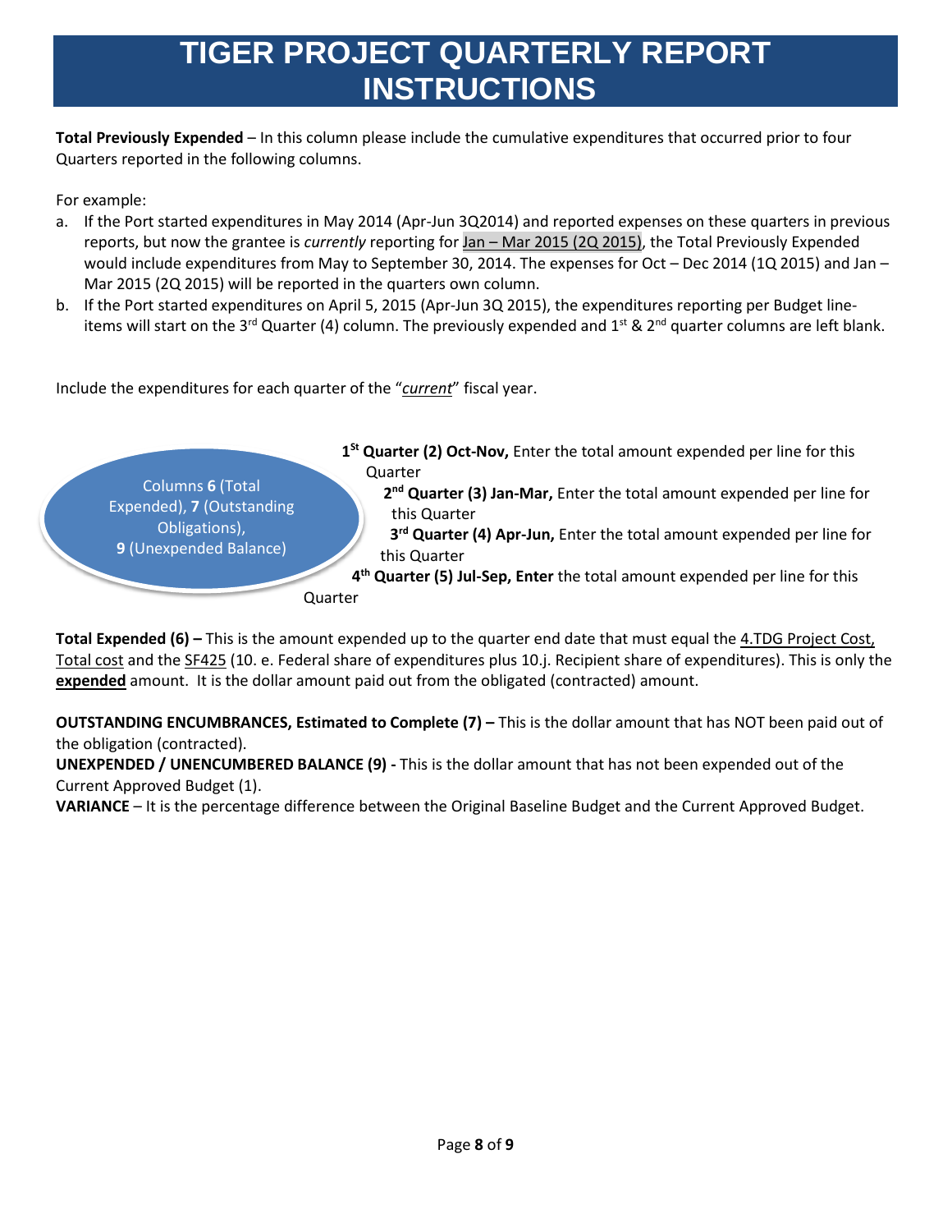# TIGER PROJECT QUARTERLY REPORT INSTRUCTIONS

**Total Previously Expended** – In this column please include the cumulative expenditures that occurred prior to four Quarters reported in the following columns.

For example:

a. If the Port started expenditures in May 2014 (Apr-Jun 3Q2014) and reported expenses on these quarters in previous reports, but now the grantee is *currently* reporting for Jan – Mar 2015 (2Q 2015), the Total Previously Expended would include expenditures from May to September 30, 2014. The expenses for Oct – Dec 2014 (1Q 2015) and Jan – Mar 2015 (2Q 2015) will be reported in the quarters own column.
b. If the Port started expenditures on April 5, 2015 (Apr-Jun 3Q 2015), the expenditures reporting per Budget line-items will start on the 3rd Quarter (4) column. The previously expended and 1st & 2nd quarter columns are left blank.

Include the expenditures for each quarter of the "*current*" fiscal year.

Columns **6** (Total Expended), **7** (Outstanding Obligations), **9** (Unexpended Balance)

**1St Quarter (2) Oct-Nov,** Enter the total amount expended per line for this Quarter

**2nd Quarter (3) Jan-Mar,** Enter the total amount expended per line for this Quarter

**3rd Quarter (4) Apr-Jun,** Enter the total amount expended per line for this Quarter

**4th Quarter (5) Jul-Sep, Enter** the total amount expended per line for this Quarter

**Total Expended (6) –** This is the amount expended up to the quarter end date that must equal the 4.TDG Project Cost, Total cost and the SF425 (10. e. Federal share of expenditures plus 10.j. Recipient share of expenditures). This is only the **expended** amount. It is the dollar amount paid out from the obligated (contracted) amount.

**OUTSTANDING ENCUMBRANCES, Estimated to Complete (7) –** This is the dollar amount that has NOT been paid out of the obligation (contracted).

**UNEXPENDED / UNENCUMBERED BALANCE (9) -** This is the dollar amount that has not been expended out of the Current Approved Budget (1).

**VARIANCE** – It is the percentage difference between the Original Baseline Budget and the Current Approved Budget.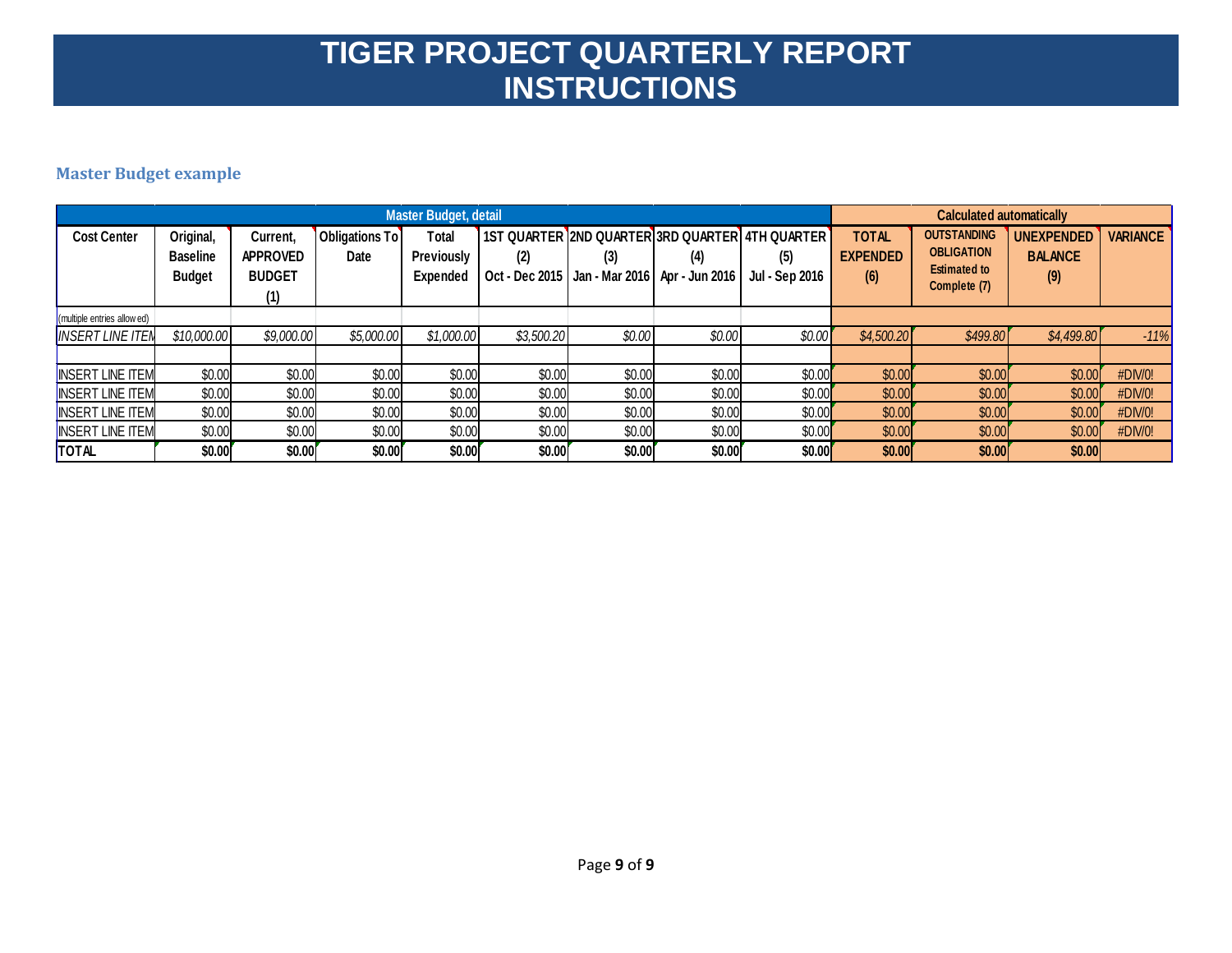# TIGER PROJECT QUARTERLY REPORT INSTRUCTIONS

### Master Budget example

| Master Budget, detail | | | | | | | | | Calculated automatically | | | |
|---|---|---|---|---|---|---|---|---|---|---|---|---|
| Cost Center | Original, Baseline Budget | Current, APPROVED BUDGET (1) | Obligations To Date | Total Previously Expended | 1ST QUARTER (2) Oct - Dec 2015 | 2ND QUARTER (3) Jan - Mar 2016 | 3RD QUARTER (4) Apr - Jun 2016 | 4TH QUARTER (5) Jul - Sep 2016 | TOTAL EXPENDED (6) | OUTSTANDING OBLIGATION Estimated to Complete (7) | UNEXPENDED BALANCE (9) | VARIANCE |
| (multiple entries allowed) | | | | | | | | | | | | |
| *INSERT LINE ITEM* | *$10,000.00* | *$9,000.00* | *$5,000.00* | *$1,000.00* | *$3,500.20* | *$0.00* | *$0.00* | *$0.00* | *$4,500.20* | *$499.80* | *$4,499.80* | *-11%* |
| | | | | | | | | | | | | |
| INSERT LINE ITEM | $0.00 | $0.00 | $0.00 | $0.00 | $0.00 | $0.00 | $0.00 | $0.00 | $0.00 | $0.00 | $0.00 | #DIV/0! |
| INSERT LINE ITEM | $0.00 | $0.00 | $0.00 | $0.00 | $0.00 | $0.00 | $0.00 | $0.00 | $0.00 | $0.00 | $0.00 | #DIV/0! |
| INSERT LINE ITEM | $0.00 | $0.00 | $0.00 | $0.00 | $0.00 | $0.00 | $0.00 | $0.00 | $0.00 | $0.00 | $0.00 | #DIV/0! |
| INSERT LINE ITEM | $0.00 | $0.00 | $0.00 | $0.00 | $0.00 | $0.00 | $0.00 | $0.00 | $0.00 | $0.00 | $0.00 | #DIV/0! |
| **TOTAL** | **$0.00** | **$0.00** | **$0.00** | **$0.00** | **$0.00** | **$0.00** | **$0.00** | **$0.00** | **$0.00** | **$0.00** | **$0.00** | |